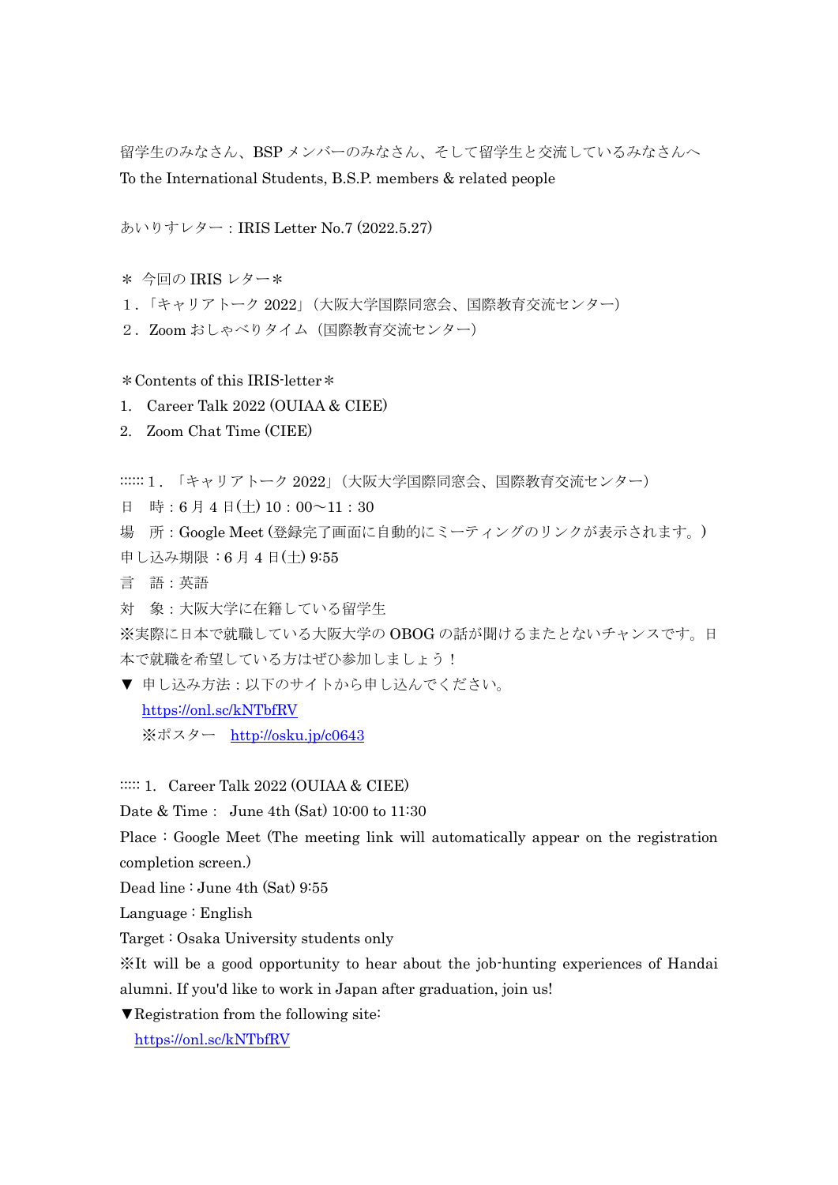留学生のみなさん、BSP メンバーのみなさん、そして留学生と交流しているみなさんへ
To the International Students, B.S.P. members & related people

あいりすレター：IRIS Letter No.7 (2022.5.27)

＊ 今回の IRIS レター＊
１．「キャリアトーク 2022」（大阪大学国際同窓会、国際教育交流センター）
２．Zoom おしゃべりタイム（国際教育交流センター）

＊Contents of this IRIS-letter＊
1. Career Talk 2022 (OUIAA & CIEE)
2. Zoom Chat Time (CIEE)

:::::: 1．「キャリアトーク 2022」（大阪大学国際同窓会、国際教育交流センター）
日　時：6 月 4 日(土) 10：00～11：30
場　所：Google Meet (登録完了画面に自動的にミーティングのリンクが表示されます。)
申し込み期限：6 月 4 日(土) 9:55
言　語：英語
対　象：大阪大学に在籍している留学生
※実際に日本で就職している大阪大学の OBOG の話が聞けるまたとないチャンスです。日本で就職を希望している方はぜひ参加しましょう！
▼ 申し込み方法：以下のサイトから申し込んでください。
　https://onl.sc/kNTbfRV
　※ポスター　http://osku.jp/c0643

::::: 1. Career Talk 2022 (OUIAA & CIEE)
Date & Time： June 4th (Sat) 10:00 to 11:30
Place：Google Meet (The meeting link will automatically appear on the registration completion screen.)
Dead line：June 4th (Sat) 9:55
Language：English
Target：Osaka University students only
※It will be a good opportunity to hear about the job-hunting experiences of Handai alumni. If you'd like to work in Japan after graduation, join us!
▼Registration from the following site:
　https://onl.sc/kNTbfRV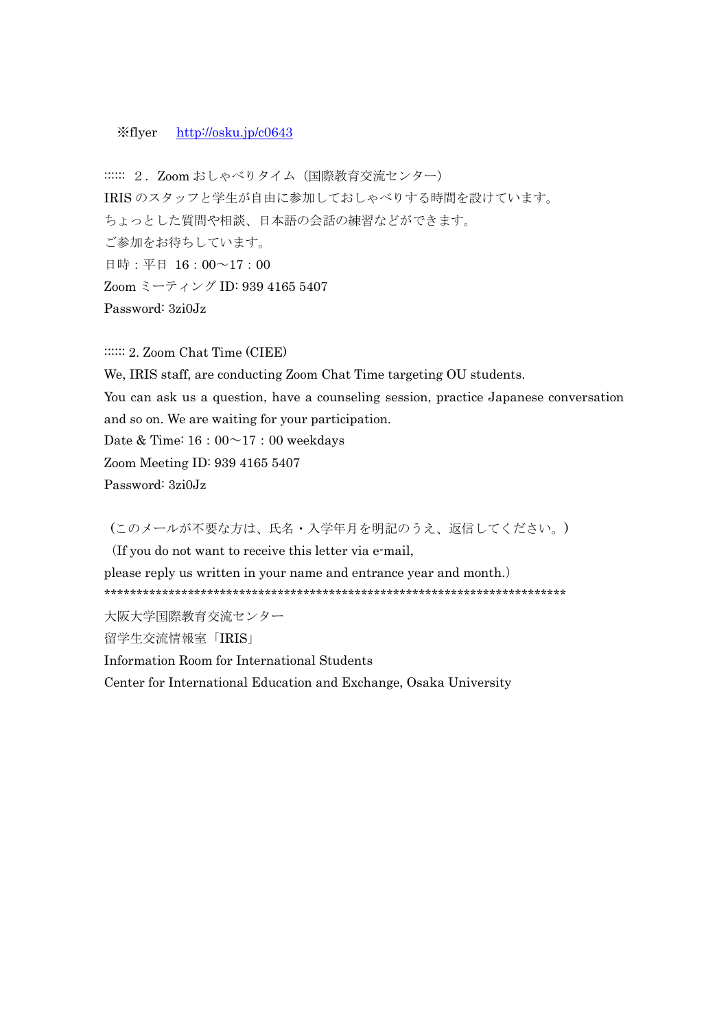※flyer　http://osku.jp/c0643

:::::: ２．Zoom おしゃべりタイム（国際教育交流センター）
IRIS のスタッフと学生が自由に参加しておしゃべりする時間を設けています。
ちょっとした質問や相談、日本語の会話の練習などができます。
ご参加をお待ちしています。
日時：平日　16：00～17：00
Zoom ミーティング ID: 939 4165 5407
Password: 3zi0Jz

:::::: 2. Zoom Chat Time (CIEE)
We, IRIS staff, are conducting Zoom Chat Time targeting OU students.
You can ask us a question, have a counseling session, practice Japanese conversation and so on. We are waiting for your participation.
Date & Time: 16：00～17：00 weekdays
Zoom Meeting ID: 939 4165 5407
Password: 3zi0Jz

（このメールが不要な方は、氏名・入学年月を明記のうえ、返信してください。）
（If you do not want to receive this letter via e-mail,
please reply us written in your name and entrance year and month.）
**************************************************************************
大阪大学国際教育交流センター
留学生交流情報室「IRIS」
Information Room for International Students
Center for International Education and Exchange, Osaka University